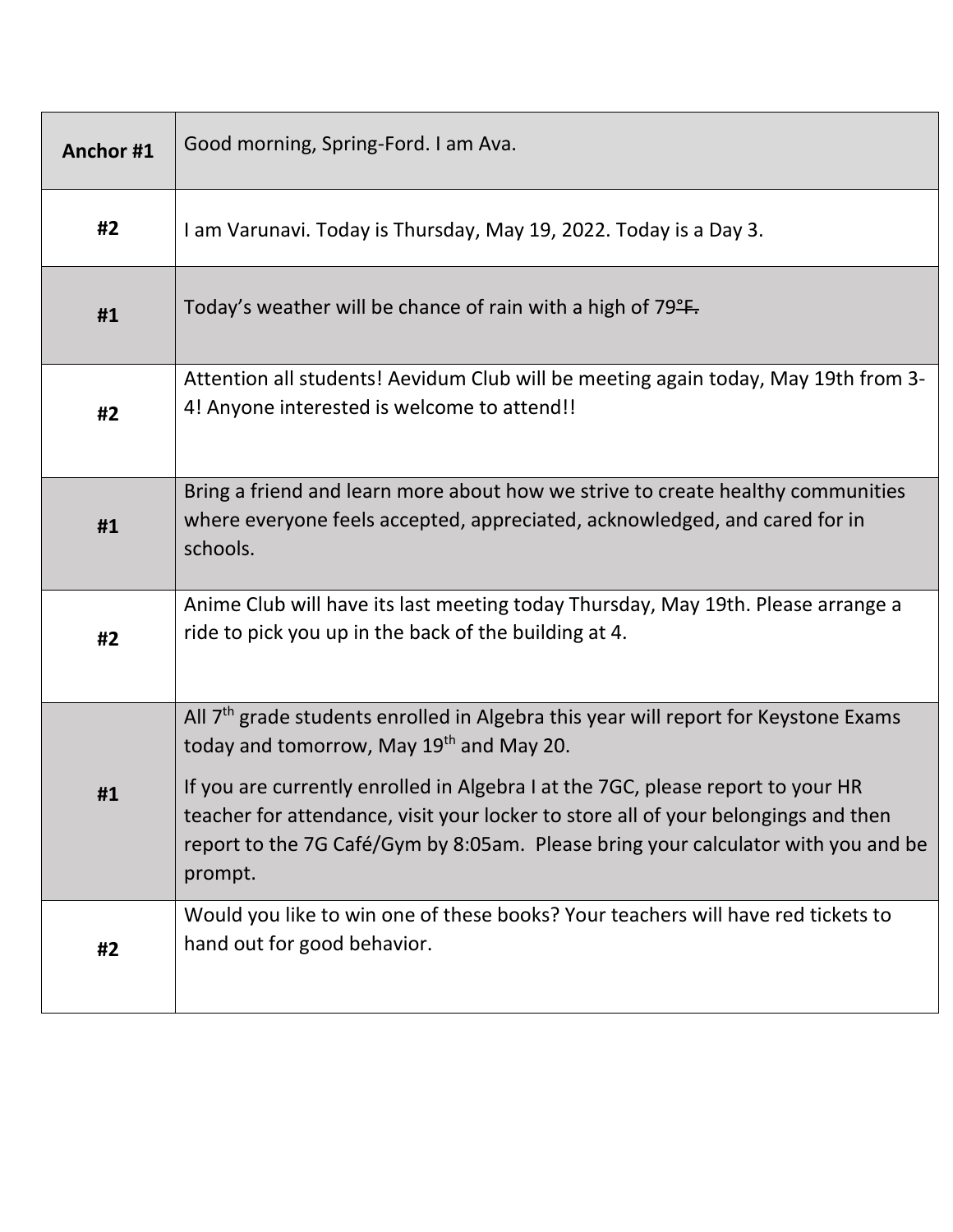| Anchor #1 | Good morning, Spring-Ford. I am Ava. |
|---|---|
| #2 | I am Varunavi. Today is Thursday, May 19, 2022. Today is a Day 3. |
| #1 | Today's weather will be chance of rain with a high of 79~~°F.~~ |
| #2 | Attention all students! Aevidum Club will be meeting again today, May 19th from 3-4! Anyone interested is welcome to attend!! |
| #1 | Bring a friend and learn more about how we strive to create healthy communities where everyone feels accepted, appreciated, acknowledged, and cared for in schools. |
| #2 | Anime Club will have its last meeting today Thursday, May 19th. Please arrange a ride to pick you up in the back of the building at 4. |
| #1 | All 7th grade students enrolled in Algebra this year will report for Keystone Exams today and tomorrow, May 19th and May 20.<br><br>If you are currently enrolled in Algebra I at the 7GC, please report to your HR teacher for attendance, visit your locker to store all of your belongings and then report to the 7G Café/Gym by 8:05am. Please bring your calculator with you and be prompt. |
| #2 | Would you like to win one of these books? Your teachers will have red tickets to hand out for good behavior. |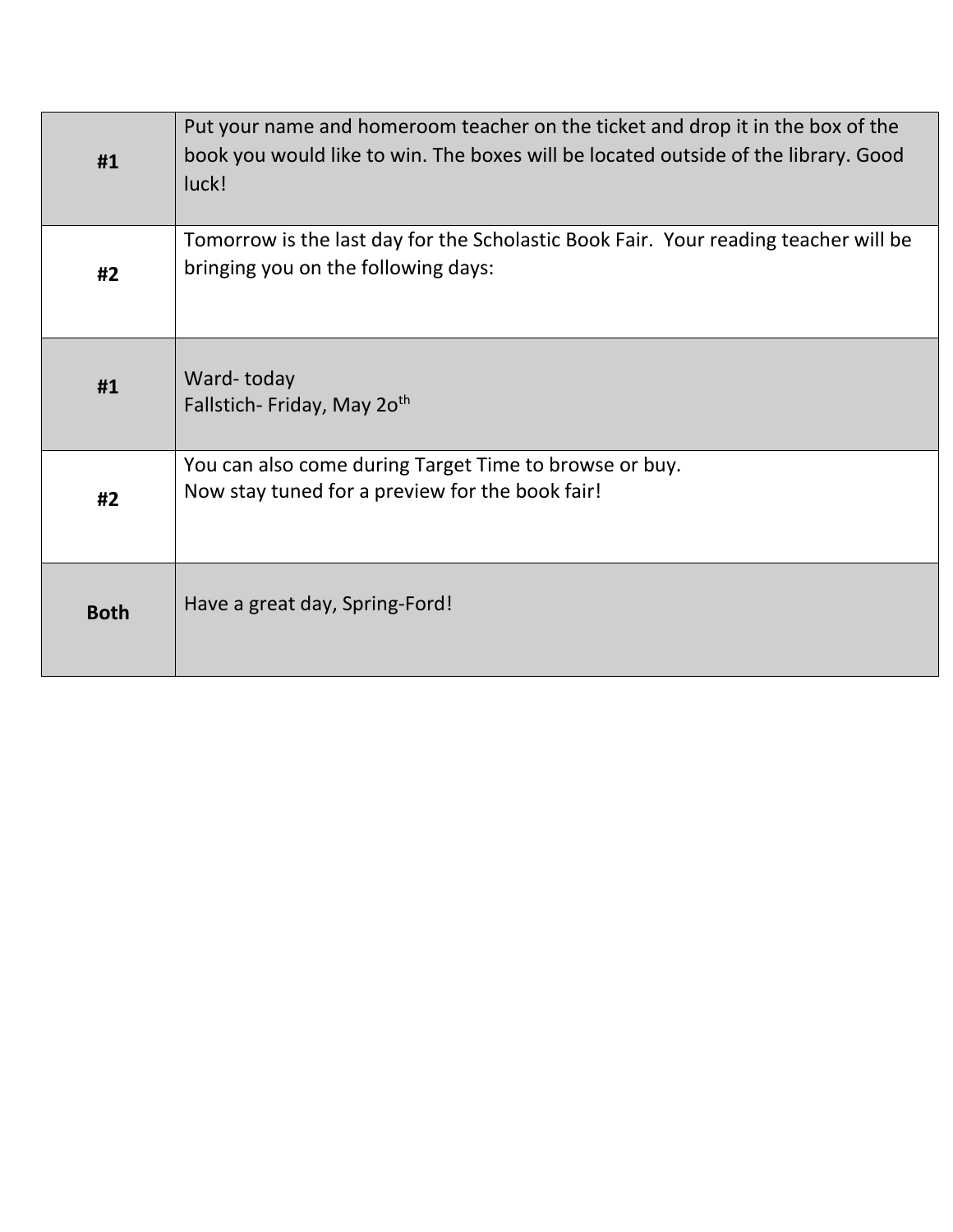| | |
|---|---|
| **#1** | Put your name and homeroom teacher on the ticket and drop it in the box of the book you would like to win. The boxes will be located outside of the library. Good luck! |
| **#2** | Tomorrow is the last day for the Scholastic Book Fair. Your reading teacher will be bringing you on the following days: |
| **#1** | Ward- today<br>Fallstich- Friday, May 2o[th] |
| **#2** | You can also come during Target Time to browse or buy.<br>Now stay tuned for a preview for the book fair! |
| **Both** | Have a great day, Spring-Ford! |